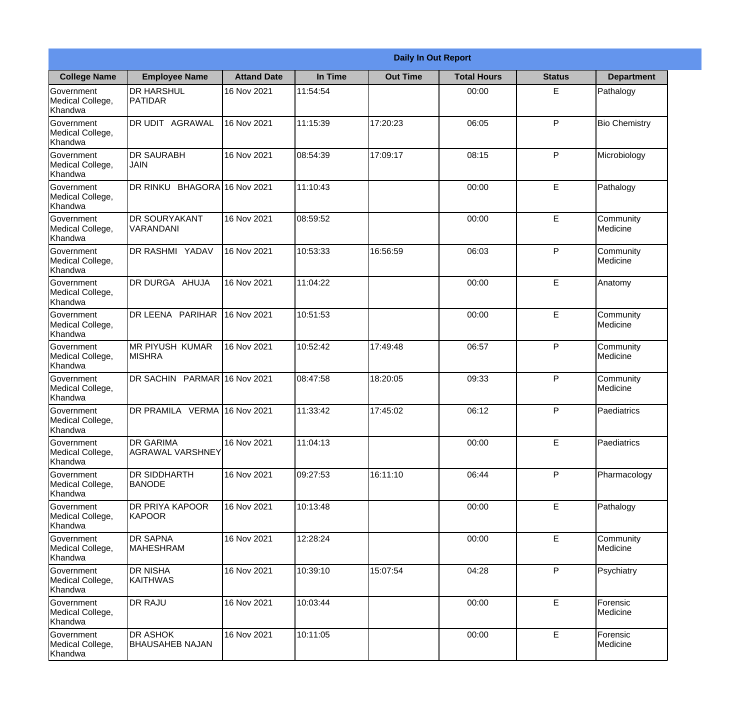**Daily In Out Report**

| College Name | Employee Name | Attand Date | In Time | Out Time | Total Hours | Status | Department |
| --- | --- | --- | --- | --- | --- | --- | --- |
| Government Medical College, Khandwa | DR HARSHUL PATIDAR | 16 Nov 2021 | 11:54:54 | | 00:00 | E | Pathalogy |
| Government Medical College, Khandwa | DR UDIT AGRAWAL | 16 Nov 2021 | 11:15:39 | 17:20:23 | 06:05 | P | Bio Chemistry |
| Government Medical College, Khandwa | DR SAURABH JAIN | 16 Nov 2021 | 08:54:39 | 17:09:17 | 08:15 | P | Microbiology |
| Government Medical College, Khandwa | DR RINKU BHAGORA | 16 Nov 2021 | 11:10:43 | | 00:00 | E | Pathalogy |
| Government Medical College, Khandwa | DR SOURYAKANT VARANDANI | 16 Nov 2021 | 08:59:52 | | 00:00 | E | Community Medicine |
| Government Medical College, Khandwa | DR RASHMI YADAV | 16 Nov 2021 | 10:53:33 | 16:56:59 | 06:03 | P | Community Medicine |
| Government Medical College, Khandwa | DR DURGA AHUJA | 16 Nov 2021 | 11:04:22 | | 00:00 | E | Anatomy |
| Government Medical College, Khandwa | DR LEENA PARIHAR | 16 Nov 2021 | 10:51:53 | | 00:00 | E | Community Medicine |
| Government Medical College, Khandwa | MR PIYUSH KUMAR MISHRA | 16 Nov 2021 | 10:52:42 | 17:49:48 | 06:57 | P | Community Medicine |
| Government Medical College, Khandwa | DR SACHIN PARMAR | 16 Nov 2021 | 08:47:58 | 18:20:05 | 09:33 | P | Community Medicine |
| Government Medical College, Khandwa | DR PRAMILA VERMA | 16 Nov 2021 | 11:33:42 | 17:45:02 | 06:12 | P | Paediatrics |
| Government Medical College, Khandwa | DR GARIMA AGRAWAL VARSHNEY | 16 Nov 2021 | 11:04:13 | | 00:00 | E | Paediatrics |
| Government Medical College, Khandwa | DR SIDDHARTH BANODE | 16 Nov 2021 | 09:27:53 | 16:11:10 | 06:44 | P | Pharmacology |
| Government Medical College, Khandwa | DR PRIYA KAPOOR KAPOOR | 16 Nov 2021 | 10:13:48 | | 00:00 | E | Pathalogy |
| Government Medical College, Khandwa | DR SAPNA MAHESHRAM | 16 Nov 2021 | 12:28:24 | | 00:00 | E | Community Medicine |
| Government Medical College, Khandwa | DR NISHA KAITHWAS | 16 Nov 2021 | 10:39:10 | 15:07:54 | 04:28 | P | Psychiatry |
| Government Medical College, Khandwa | DR RAJU | 16 Nov 2021 | 10:03:44 | | 00:00 | E | Forensic Medicine |
| Government Medical College, Khandwa | DR ASHOK BHAUSAHEB NAJAN | 16 Nov 2021 | 10:11:05 | | 00:00 | E | Forensic Medicine |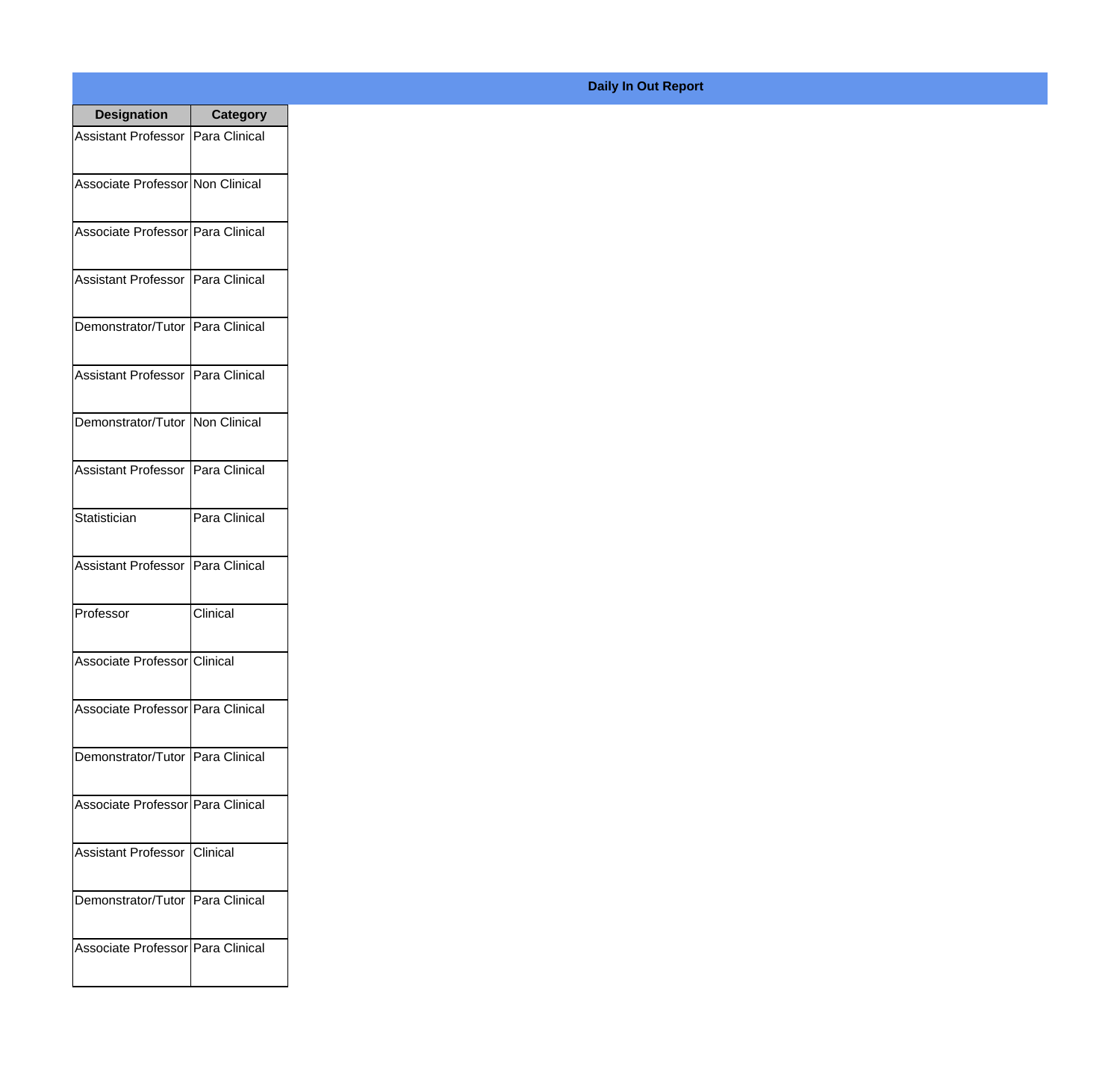**Daily In Out Report**

| Designation | Category |
|---|---|
| Assistant Professor | Para Clinical |
| Associate Professor | Non Clinical |
| Associate Professor | Para Clinical |
| Assistant Professor | Para Clinical |
| Demonstrator/Tutor | Para Clinical |
| Assistant Professor | Para Clinical |
| Demonstrator/Tutor | Non Clinical |
| Assistant Professor | Para Clinical |
| Statistician | Para Clinical |
| Assistant Professor | Para Clinical |
| Professor | Clinical |
| Associate Professor | Clinical |
| Associate Professor | Para Clinical |
| Demonstrator/Tutor | Para Clinical |
| Associate Professor | Para Clinical |
| Assistant Professor | Clinical |
| Demonstrator/Tutor | Para Clinical |
| Associate Professor | Para Clinical |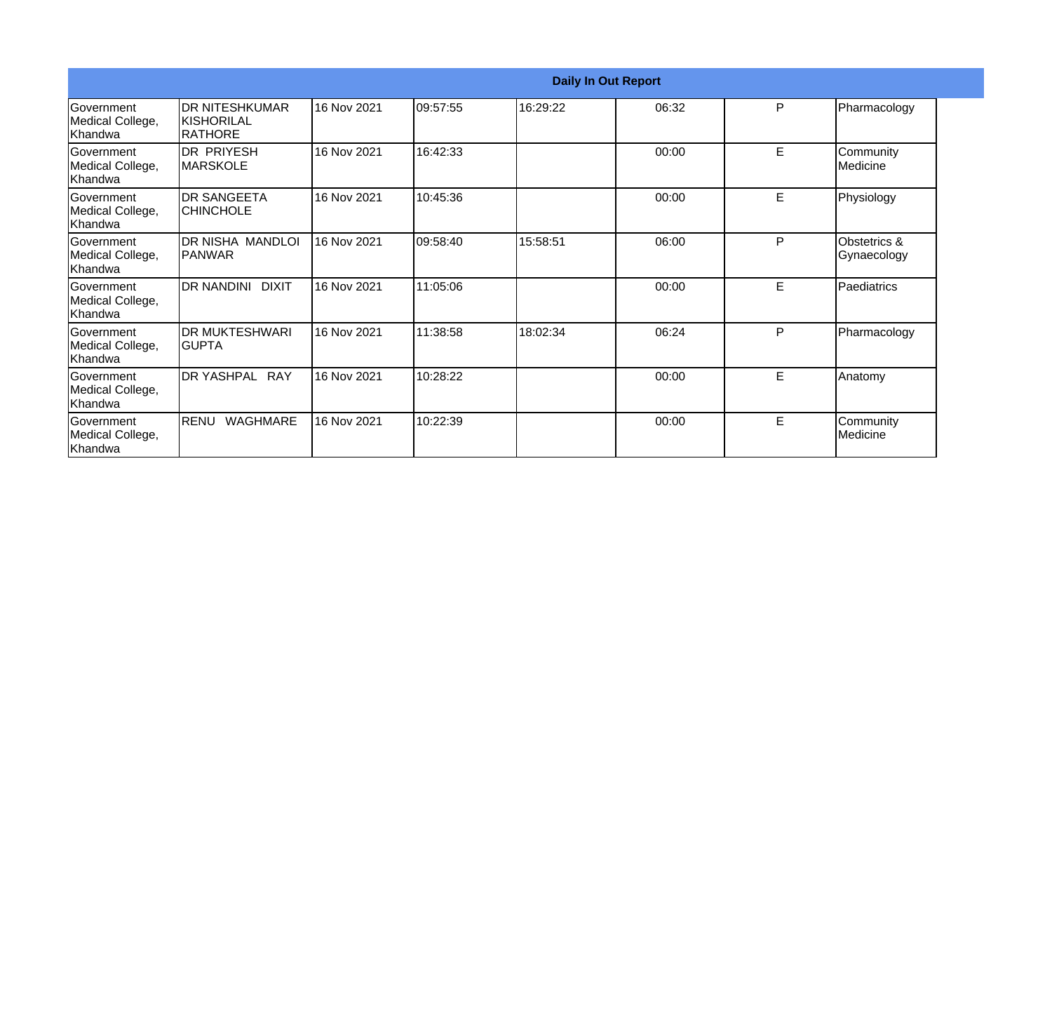**Daily In Out Report**

| | | | | | | | |
|---|---|---|---|---|---|---|---|
| Government Medical College, Khandwa | DR NITESHKUMAR KISHORILAL RATHORE | 16 Nov 2021 | 09:57:55 | 16:29:22 | 06:32 | P | Pharmacology |
| Government Medical College, Khandwa | DR PRIYESH MARSKOLE | 16 Nov 2021 | 16:42:33 | | 00:00 | E | Community Medicine |
| Government Medical College, Khandwa | DR SANGEETA CHINCHOLE | 16 Nov 2021 | 10:45:36 | | 00:00 | E | Physiology |
| Government Medical College, Khandwa | DR NISHA MANDLOI PANWAR | 16 Nov 2021 | 09:58:40 | 15:58:51 | 06:00 | P | Obstetrics & Gynaecology |
| Government Medical College, Khandwa | DR NANDINI DIXIT | 16 Nov 2021 | 11:05:06 | | 00:00 | E | Paediatrics |
| Government Medical College, Khandwa | DR MUKTESHWARI GUPTA | 16 Nov 2021 | 11:38:58 | 18:02:34 | 06:24 | P | Pharmacology |
| Government Medical College, Khandwa | DR YASHPAL RAY | 16 Nov 2021 | 10:28:22 | | 00:00 | E | Anatomy |
| Government Medical College, Khandwa | RENU WAGHMARE | 16 Nov 2021 | 10:22:39 | | 00:00 | E | Community Medicine |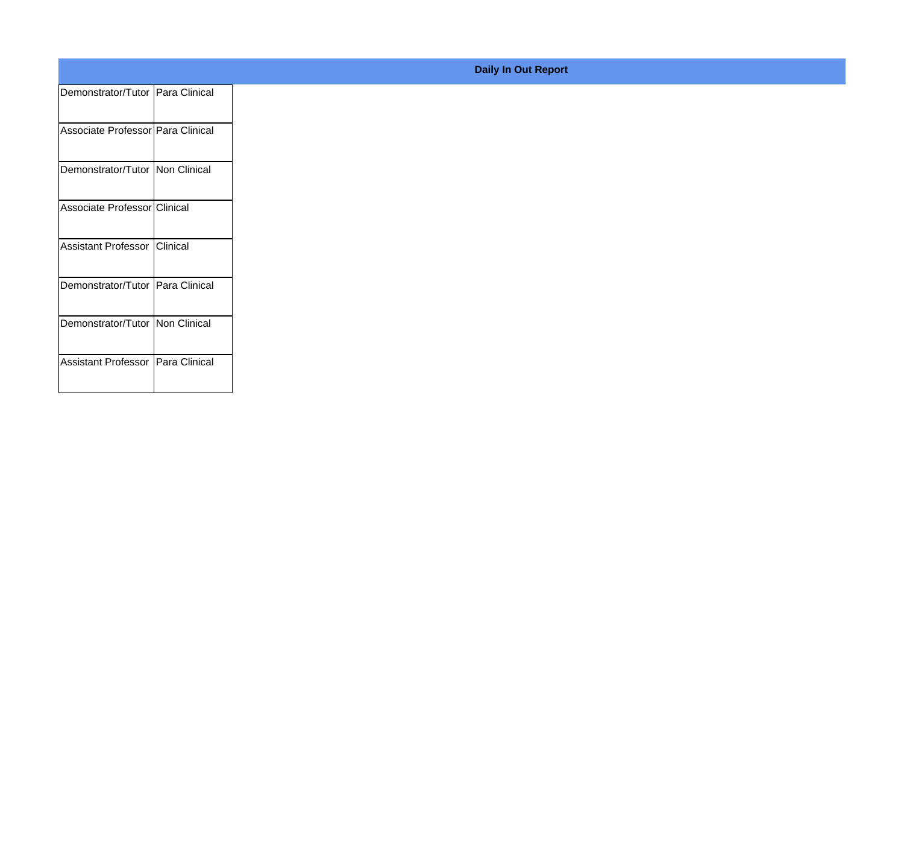**Daily In Out Report**

| | |
|---|---|
| Demonstrator/Tutor | Para Clinical |
| Associate Professor | Para Clinical |
| Demonstrator/Tutor | Non Clinical |
| Associate Professor | Clinical |
| Assistant Professor | Clinical |
| Demonstrator/Tutor | Para Clinical |
| Demonstrator/Tutor | Non Clinical |
| Assistant Professor | Para Clinical |